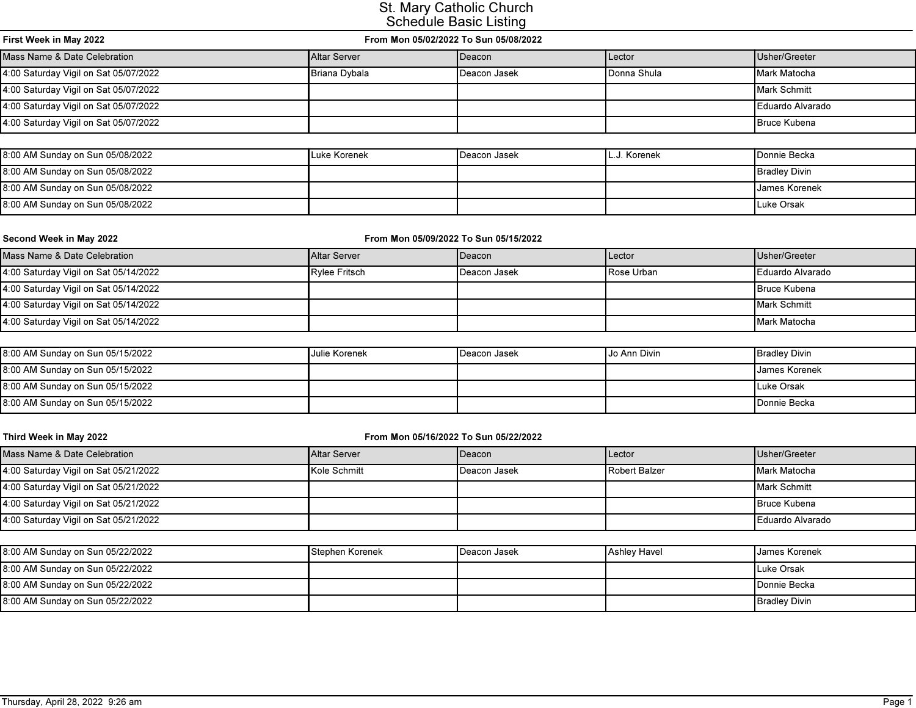# St. Mary Catholic Church
## Schedule Basic Listing

**First Week in May 2022** — **From Mon 05/02/2022 To Sun 05/08/2022**

| Mass Name & Date Celebration | Altar Server | Deacon | Lector | Usher/Greeter |
|---|---|---|---|---|
| 4:00 Saturday Vigil on Sat 05/07/2022 | Briana Dybala | Deacon Jasek | Donna Shula | Mark Matocha |
| 4:00 Saturday Vigil on Sat 05/07/2022 | | | | Mark Schmitt |
| 4:00 Saturday Vigil on Sat 05/07/2022 | | | | Eduardo Alvarado |
| 4:00 Saturday Vigil on Sat 05/07/2022 | | | | Bruce Kubena |
| 8:00 AM Sunday on Sun 05/08/2022 | Luke Korenek | Deacon Jasek | L.J. Korenek | Donnie Becka |
| 8:00 AM Sunday on Sun 05/08/2022 | | | | Bradley Divin |
| 8:00 AM Sunday on Sun 05/08/2022 | | | | James Korenek |
| 8:00 AM Sunday on Sun 05/08/2022 | | | | Luke Orsak |

**Second Week in May 2022** — **From Mon 05/09/2022 To Sun 05/15/2022**

| Mass Name & Date Celebration | Altar Server | Deacon | Lector | Usher/Greeter |
|---|---|---|---|---|
| 4:00 Saturday Vigil on Sat 05/14/2022 | Rylee Fritsch | Deacon Jasek | Rose Urban | Eduardo Alvarado |
| 4:00 Saturday Vigil on Sat 05/14/2022 | | | | Bruce Kubena |
| 4:00 Saturday Vigil on Sat 05/14/2022 | | | | Mark Schmitt |
| 4:00 Saturday Vigil on Sat 05/14/2022 | | | | Mark Matocha |
| 8:00 AM Sunday on Sun 05/15/2022 | Julie Korenek | Deacon Jasek | Jo Ann Divin | Bradley Divin |
| 8:00 AM Sunday on Sun 05/15/2022 | | | | James Korenek |
| 8:00 AM Sunday on Sun 05/15/2022 | | | | Luke Orsak |
| 8:00 AM Sunday on Sun 05/15/2022 | | | | Donnie Becka |

**Third Week in May 2022** — **From Mon 05/16/2022 To Sun 05/22/2022**

| Mass Name & Date Celebration | Altar Server | Deacon | Lector | Usher/Greeter |
|---|---|---|---|---|
| 4:00 Saturday Vigil on Sat 05/21/2022 | Kole Schmitt | Deacon Jasek | Robert Balzer | Mark Matocha |
| 4:00 Saturday Vigil on Sat 05/21/2022 | | | | Mark Schmitt |
| 4:00 Saturday Vigil on Sat 05/21/2022 | | | | Bruce Kubena |
| 4:00 Saturday Vigil on Sat 05/21/2022 | | | | Eduardo Alvarado |
| 8:00 AM Sunday on Sun 05/22/2022 | Stephen Korenek | Deacon Jasek | Ashley Havel | James Korenek |
| 8:00 AM Sunday on Sun 05/22/2022 | | | | Luke Orsak |
| 8:00 AM Sunday on Sun 05/22/2022 | | | | Donnie Becka |
| 8:00 AM Sunday on Sun 05/22/2022 | | | | Bradley Divin |

Thursday, April 28, 2022 9:26 am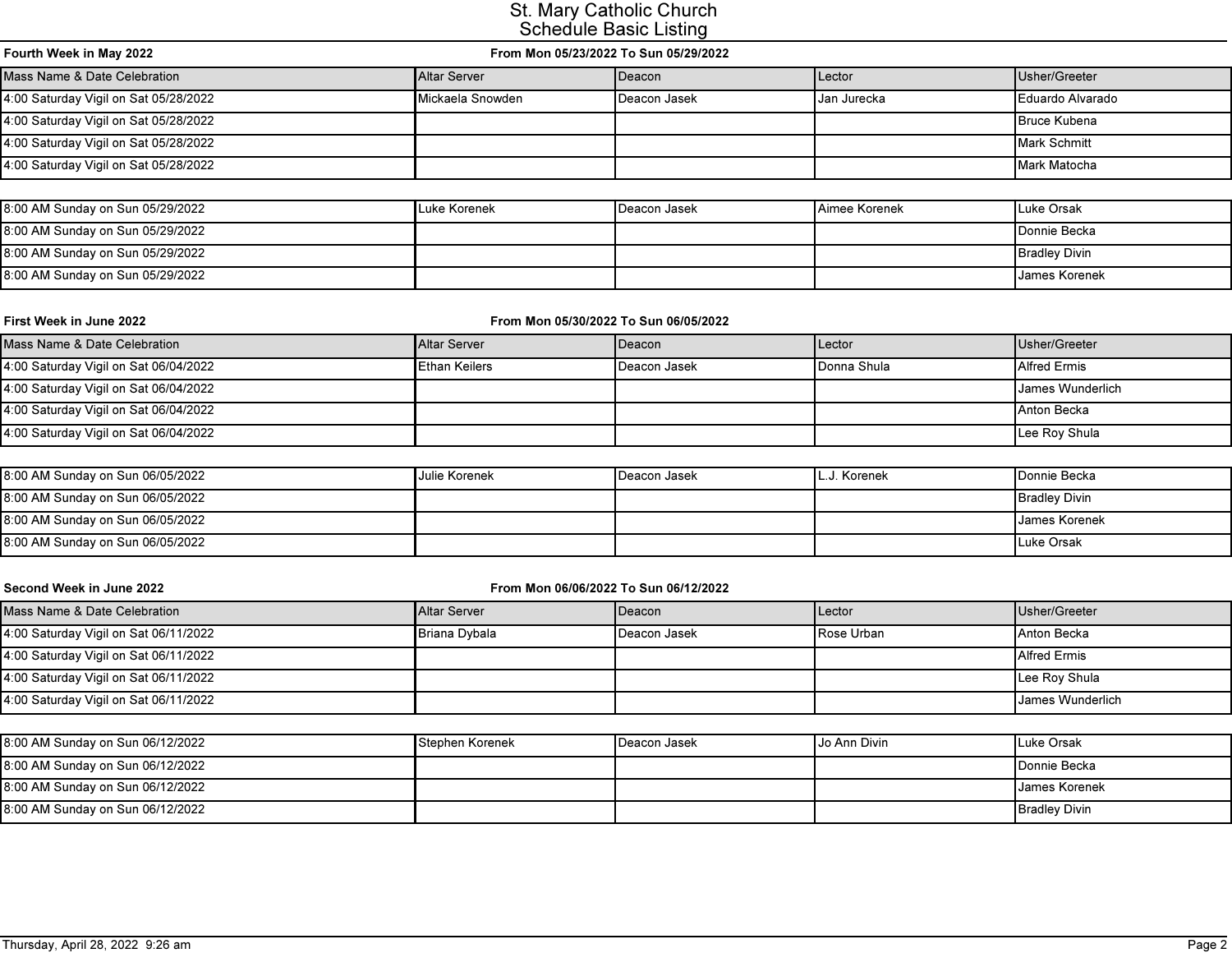# St. Mary Catholic Church
## Schedule Basic Listing

**Fourth Week in May 2022** — **From Mon 05/23/2022 To Sun 05/29/2022**

| Mass Name & Date Celebration | Altar Server | Deacon | Lector | Usher/Greeter |
|---|---|---|---|---|
| 4:00 Saturday Vigil on Sat 05/28/2022 | Mickaela Snowden | Deacon Jasek | Jan Jurecka | Eduardo Alvarado |
| 4:00 Saturday Vigil on Sat 05/28/2022 | | | | Bruce Kubena |
| 4:00 Saturday Vigil on Sat 05/28/2022 | | | | Mark Schmitt |
| 4:00 Saturday Vigil on Sat 05/28/2022 | | | | Mark Matocha |
| 8:00 AM Sunday on Sun 05/29/2022 | Luke Korenek | Deacon Jasek | Aimee Korenek | Luke Orsak |
| 8:00 AM Sunday on Sun 05/29/2022 | | | | Donnie Becka |
| 8:00 AM Sunday on Sun 05/29/2022 | | | | Bradley Divin |
| 8:00 AM Sunday on Sun 05/29/2022 | | | | James Korenek |

**First Week in June 2022** — **From Mon 05/30/2022 To Sun 06/05/2022**

| Mass Name & Date Celebration | Altar Server | Deacon | Lector | Usher/Greeter |
|---|---|---|---|---|
| 4:00 Saturday Vigil on Sat 06/04/2022 | Ethan Keilers | Deacon Jasek | Donna Shula | Alfred Ermis |
| 4:00 Saturday Vigil on Sat 06/04/2022 | | | | James Wunderlich |
| 4:00 Saturday Vigil on Sat 06/04/2022 | | | | Anton Becka |
| 4:00 Saturday Vigil on Sat 06/04/2022 | | | | Lee Roy Shula |
| 8:00 AM Sunday on Sun 06/05/2022 | Julie Korenek | Deacon Jasek | L.J. Korenek | Donnie Becka |
| 8:00 AM Sunday on Sun 06/05/2022 | | | | Bradley Divin |
| 8:00 AM Sunday on Sun 06/05/2022 | | | | James Korenek |
| 8:00 AM Sunday on Sun 06/05/2022 | | | | Luke Orsak |

**Second Week in June 2022** — **From Mon 06/06/2022 To Sun 06/12/2022**

| Mass Name & Date Celebration | Altar Server | Deacon | Lector | Usher/Greeter |
|---|---|---|---|---|
| 4:00 Saturday Vigil on Sat 06/11/2022 | Briana Dybala | Deacon Jasek | Rose Urban | Anton Becka |
| 4:00 Saturday Vigil on Sat 06/11/2022 | | | | Alfred Ermis |
| 4:00 Saturday Vigil on Sat 06/11/2022 | | | | Lee Roy Shula |
| 4:00 Saturday Vigil on Sat 06/11/2022 | | | | James Wunderlich |
| 8:00 AM Sunday on Sun 06/12/2022 | Stephen Korenek | Deacon Jasek | Jo Ann Divin | Luke Orsak |
| 8:00 AM Sunday on Sun 06/12/2022 | | | | Donnie Becka |
| 8:00 AM Sunday on Sun 06/12/2022 | | | | James Korenek |
| 8:00 AM Sunday on Sun 06/12/2022 | | | | Bradley Divin |

Thursday, April 28, 2022 9:26 am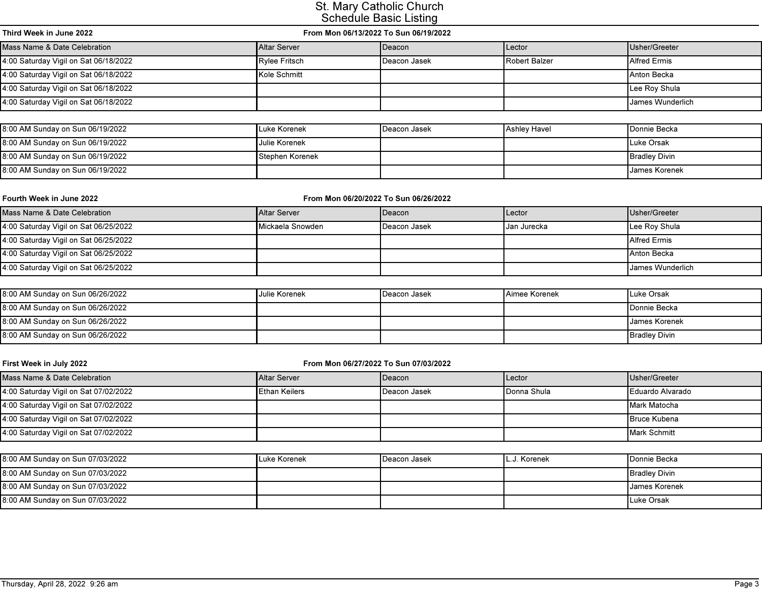# St. Mary Catholic Church
## Schedule Basic Listing

**Third Week in June 2022** — **From Mon 06/13/2022 To Sun 06/19/2022**

| Mass Name & Date Celebration | Altar Server | Deacon | Lector | Usher/Greeter |
|---|---|---|---|---|
| 4:00 Saturday Vigil on Sat 06/18/2022 | Rylee Fritsch | Deacon Jasek | Robert Balzer | Alfred Ermis |
| 4:00 Saturday Vigil on Sat 06/18/2022 | Kole Schmitt | | | Anton Becka |
| 4:00 Saturday Vigil on Sat 06/18/2022 | | | | Lee Roy Shula |
| 4:00 Saturday Vigil on Sat 06/18/2022 | | | | James Wunderlich |
| 8:00 AM Sunday on Sun 06/19/2022 | Luke Korenek | Deacon Jasek | Ashley Havel | Donnie Becka |
| 8:00 AM Sunday on Sun 06/19/2022 | Julie Korenek | | | Luke Orsak |
| 8:00 AM Sunday on Sun 06/19/2022 | Stephen Korenek | | | Bradley Divin |
| 8:00 AM Sunday on Sun 06/19/2022 | | | | James Korenek |

**Fourth Week in June 2022** — **From Mon 06/20/2022 To Sun 06/26/2022**

| Mass Name & Date Celebration | Altar Server | Deacon | Lector | Usher/Greeter |
|---|---|---|---|---|
| 4:00 Saturday Vigil on Sat 06/25/2022 | Mickaela Snowden | Deacon Jasek | Jan Jurecka | Lee Roy Shula |
| 4:00 Saturday Vigil on Sat 06/25/2022 | | | | Alfred Ermis |
| 4:00 Saturday Vigil on Sat 06/25/2022 | | | | Anton Becka |
| 4:00 Saturday Vigil on Sat 06/25/2022 | | | | James Wunderlich |
| 8:00 AM Sunday on Sun 06/26/2022 | Julie Korenek | Deacon Jasek | Aimee Korenek | Luke Orsak |
| 8:00 AM Sunday on Sun 06/26/2022 | | | | Donnie Becka |
| 8:00 AM Sunday on Sun 06/26/2022 | | | | James Korenek |
| 8:00 AM Sunday on Sun 06/26/2022 | | | | Bradley Divin |

**First Week in July 2022** — **From Mon 06/27/2022 To Sun 07/03/2022**

| Mass Name & Date Celebration | Altar Server | Deacon | Lector | Usher/Greeter |
|---|---|---|---|---|
| 4:00 Saturday Vigil on Sat 07/02/2022 | Ethan Keilers | Deacon Jasek | Donna Shula | Eduardo Alvarado |
| 4:00 Saturday Vigil on Sat 07/02/2022 | | | | Mark Matocha |
| 4:00 Saturday Vigil on Sat 07/02/2022 | | | | Bruce Kubena |
| 4:00 Saturday Vigil on Sat 07/02/2022 | | | | Mark Schmitt |
| 8:00 AM Sunday on Sun 07/03/2022 | Luke Korenek | Deacon Jasek | L.J. Korenek | Donnie Becka |
| 8:00 AM Sunday on Sun 07/03/2022 | | | | Bradley Divin |
| 8:00 AM Sunday on Sun 07/03/2022 | | | | James Korenek |
| 8:00 AM Sunday on Sun 07/03/2022 | | | | Luke Orsak |

Thursday, April 28, 2022 9:26 am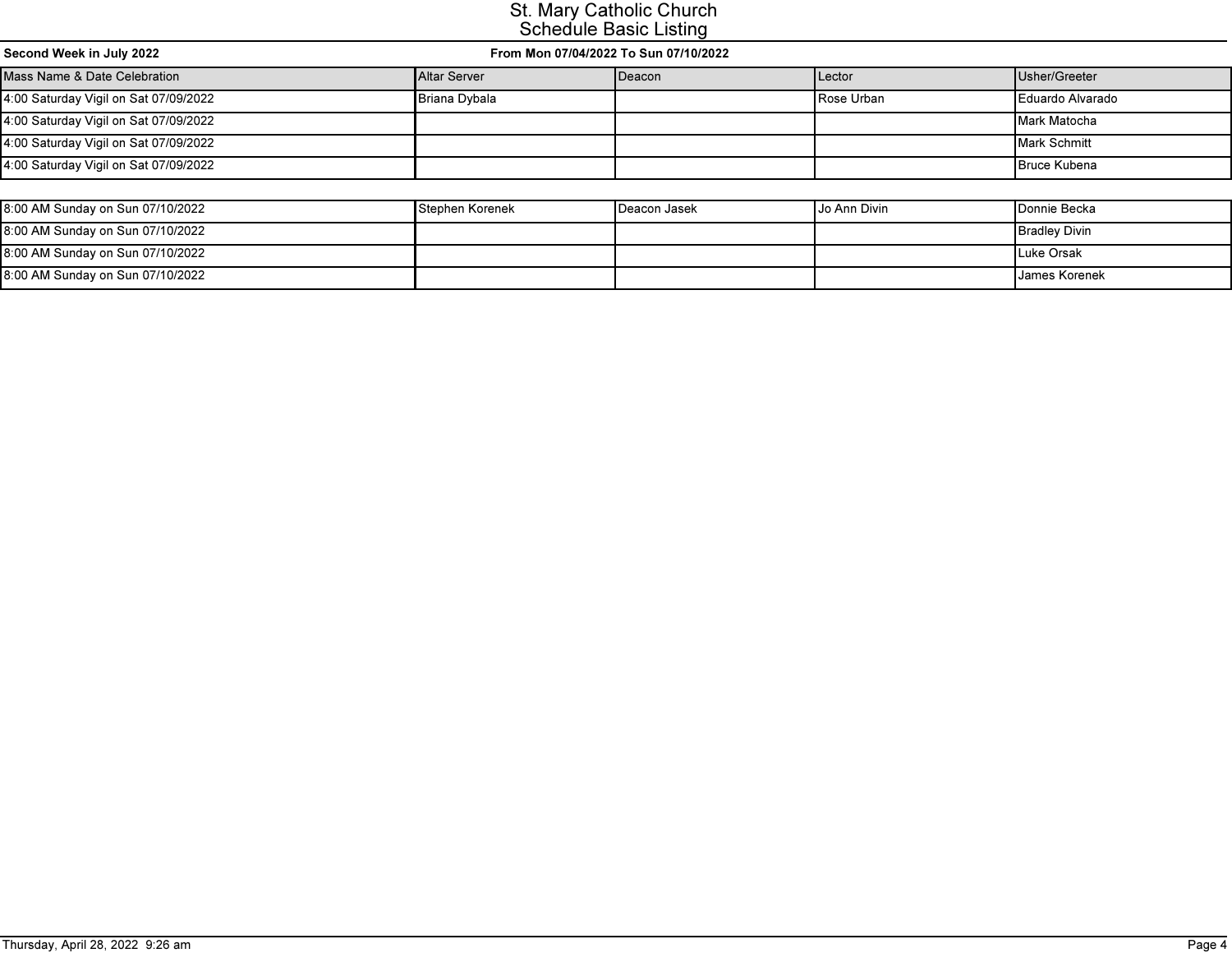# St. Mary Catholic Church
## Schedule Basic Listing

**Second Week in July 2022** **From Mon 07/04/2022 To Sun 07/10/2022**

| Mass Name & Date Celebration | Altar Server | Deacon | Lector | Usher/Greeter |
|---|---|---|---|---|
| 4:00 Saturday Vigil on Sat 07/09/2022 | Briana Dybala | | Rose Urban | Eduardo Alvarado |
| 4:00 Saturday Vigil on Sat 07/09/2022 | | | | Mark Matocha |
| 4:00 Saturday Vigil on Sat 07/09/2022 | | | | Mark Schmitt |
| 4:00 Saturday Vigil on Sat 07/09/2022 | | | | Bruce Kubena |
| 8:00 AM Sunday on Sun 07/10/2022 | Stephen Korenek | Deacon Jasek | Jo Ann Divin | Donnie Becka |
| 8:00 AM Sunday on Sun 07/10/2022 | | | | Bradley Divin |
| 8:00 AM Sunday on Sun 07/10/2022 | | | | Luke Orsak |
| 8:00 AM Sunday on Sun 07/10/2022 | | | | James Korenek |

Thursday, April 28, 2022 9:26 am